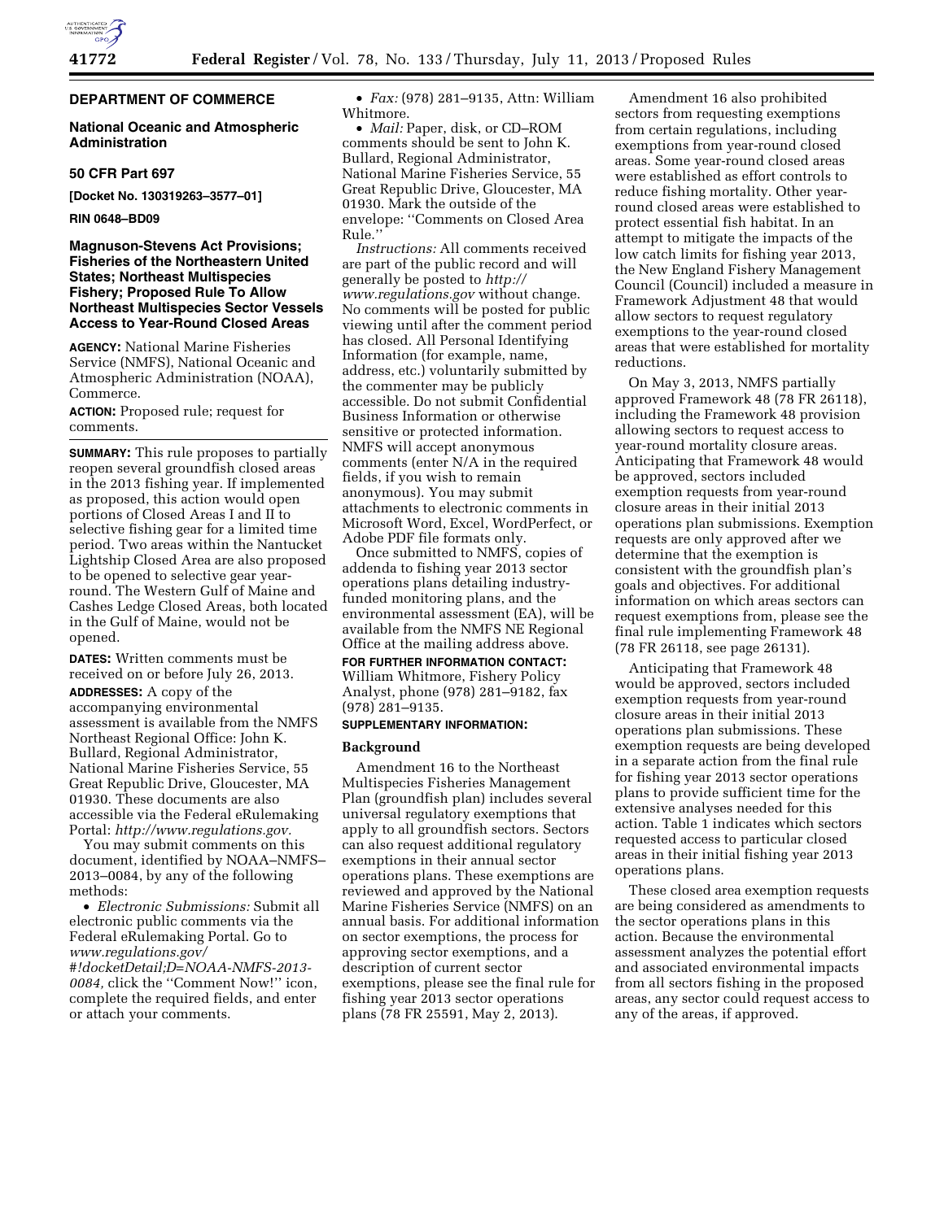**DEPARTMENT OF COMMERCE**

**National Oceanic and Atmospheric Administration**

**50 CFR Part 697**

**[Docket No. 130319263–3577–01]**

**RIN 0648–BD09**

## Magnuson-Stevens Act Provisions; Fisheries of the Northeastern United States; Northeast Multispecies Fishery; Proposed Rule To Allow Northeast Multispecies Sector Vessels Access to Year-Round Closed Areas

**AGENCY:** National Marine Fisheries Service (NMFS), National Oceanic and Atmospheric Administration (NOAA), Commerce.

**ACTION:** Proposed rule; request for comments.

**SUMMARY:** This rule proposes to partially reopen several groundfish closed areas in the 2013 fishing year. If implemented as proposed, this action would open portions of Closed Areas I and II to selective fishing gear for a limited time period. Two areas within the Nantucket Lightship Closed Area are also proposed to be opened to selective gear year-round. The Western Gulf of Maine and Cashes Ledge Closed Areas, both located in the Gulf of Maine, would not be opened.

**DATES:** Written comments must be received on or before July 26, 2013.

**ADDRESSES:** A copy of the accompanying environmental assessment is available from the NMFS Northeast Regional Office: John K. Bullard, Regional Administrator, National Marine Fisheries Service, 55 Great Republic Drive, Gloucester, MA 01930. These documents are also accessible via the Federal eRulemaking Portal: *http://www.regulations.gov.*

You may submit comments on this document, identified by NOAA–NMFS–2013–0084, by any of the following methods:

- *Electronic Submissions:* Submit all electronic public comments via the Federal eRulemaking Portal. Go to *www.regulations.gov/#!docketDetail;D=NOAA-NMFS-2013-0084,* click the ''Comment Now!'' icon, complete the required fields, and enter or attach your comments.
- *Fax:* (978) 281–9135, Attn: William Whitmore.
- *Mail:* Paper, disk, or CD–ROM comments should be sent to John K. Bullard, Regional Administrator, National Marine Fisheries Service, 55 Great Republic Drive, Gloucester, MA 01930. Mark the outside of the envelope: ''Comments on Closed Area Rule.''

*Instructions:* All comments received are part of the public record and will generally be posted to *http://www.regulations.gov* without change. No comments will be posted for public viewing until after the comment period has closed. All Personal Identifying Information (for example, name, address, etc.) voluntarily submitted by the commenter may be publicly accessible. Do not submit Confidential Business Information or otherwise sensitive or protected information. NMFS will accept anonymous comments (enter N/A in the required fields, if you wish to remain anonymous). You may submit attachments to electronic comments in Microsoft Word, Excel, WordPerfect, or Adobe PDF file formats only.

Once submitted to NMFS, copies of addenda to fishing year 2013 sector operations plans detailing industry-funded monitoring plans, and the environmental assessment (EA), will be available from the NMFS NE Regional Office at the mailing address above.

**FOR FURTHER INFORMATION CONTACT:** William Whitmore, Fishery Policy Analyst, phone (978) 281–9182, fax (978) 281–9135.

**SUPPLEMENTARY INFORMATION:**

### Background

Amendment 16 to the Northeast Multispecies Fisheries Management Plan (groundfish plan) includes several universal regulatory exemptions that apply to all groundfish sectors. Sectors can also request additional regulatory exemptions in their annual sector operations plans. These exemptions are reviewed and approved by the National Marine Fisheries Service (NMFS) on an annual basis. For additional information on sector exemptions, the process for approving sector exemptions, and a description of current sector exemptions, please see the final rule for fishing year 2013 sector operations plans (78 FR 25591, May 2, 2013).

Amendment 16 also prohibited sectors from requesting exemptions from certain regulations, including exemptions from year-round closed areas. Some year-round closed areas were established as effort controls to reduce fishing mortality. Other year-round closed areas were established to protect essential fish habitat. In an attempt to mitigate the impacts of the low catch limits for fishing year 2013, the New England Fishery Management Council (Council) included a measure in Framework Adjustment 48 that would allow sectors to request regulatory exemptions to the year-round closed areas that were established for mortality reductions.

On May 3, 2013, NMFS partially approved Framework 48 (78 FR 26118), including the Framework 48 provision allowing sectors to request access to year-round mortality closure areas. Anticipating that Framework 48 would be approved, sectors included exemption requests from year-round closure areas in their initial 2013 operations plan submissions. Exemption requests are only approved after we determine that the exemption is consistent with the groundfish plan's goals and objectives. For additional information on which areas sectors can request exemptions from, please see the final rule implementing Framework 48 (78 FR 26118, see page 26131).

Anticipating that Framework 48 would be approved, sectors included exemption requests from year-round closure areas in their initial 2013 operations plan submissions. These exemption requests are being developed in a separate action from the final rule for fishing year 2013 sector operations plans to provide sufficient time for the extensive analyses needed for this action. Table 1 indicates which sectors requested access to particular closed areas in their initial fishing year 2013 operations plans.

These closed area exemption requests are being considered as amendments to the sector operations plans in this action. Because the environmental assessment analyzes the potential effort and associated environmental impacts from all sectors fishing in the proposed areas, any sector could request access to any of the areas, if approved.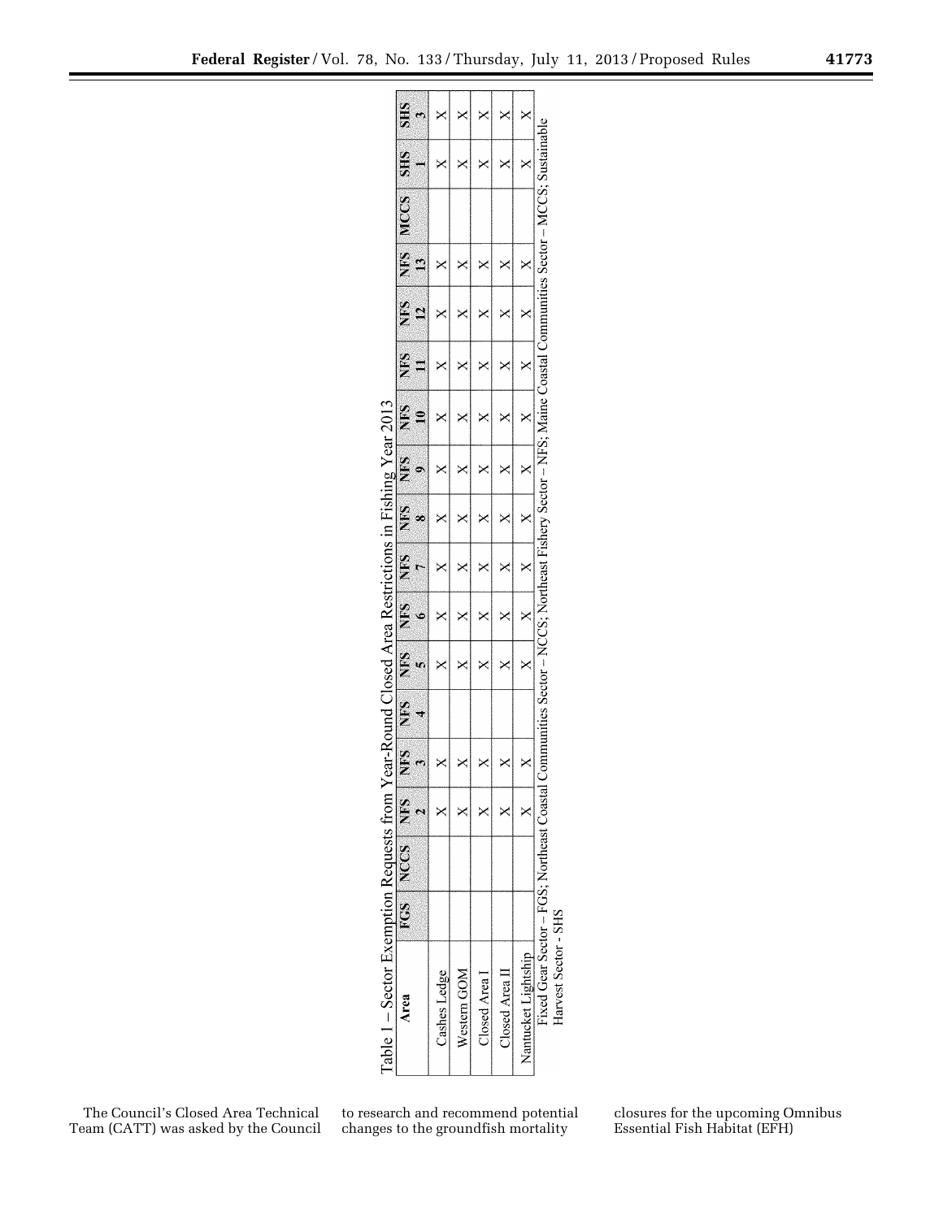Table 1 – Sector Exemption Requests from Year-Round Closed Area Restrictions in Fishing Year 2013

| Area | FGS | NCCS | NFS 2 | NFS 3 | NFS 4 | NFS 5 | NFS 6 | NFS 7 | NFS 8 | NFS 9 | NFS 10 | NFS 11 | NFS 12 | NFS 13 | MCCS | SHS 1 | SHS 3 |
|---|---|---|---|---|---|---|---|---|---|---|---|---|---|---|---|---|---|
| Cashes Ledge | | | X | X | | X | X | X | X | X | X | X | X | X | | X | X |
| Western GOM | | | X | X | | X | X | X | X | X | X | X | X | X | | X | X |
| Closed Area I | | | X | X | | X | X | X | X | X | X | X | X | X | | X | X |
| Closed Area II | | | X | X | | X | X | X | X | X | X | X | X | X | | X | X |
| Nantucket Lightship | | | X | X | | X | X | X | X | X | X | X | X | X | | X | X |

Fixed Gear Sector – FGS; Northeast Coastal Communities Sector – NCCS; Northeast Fishery Sector – NFS; Maine Coastal Communities Sector – MCCS; Sustainable Harvest Sector - SHS

The Council's Closed Area Technical Team (CATT) was asked by the Council to research and recommend potential changes to the groundfish mortality closures for the upcoming Omnibus Essential Fish Habitat (EFH)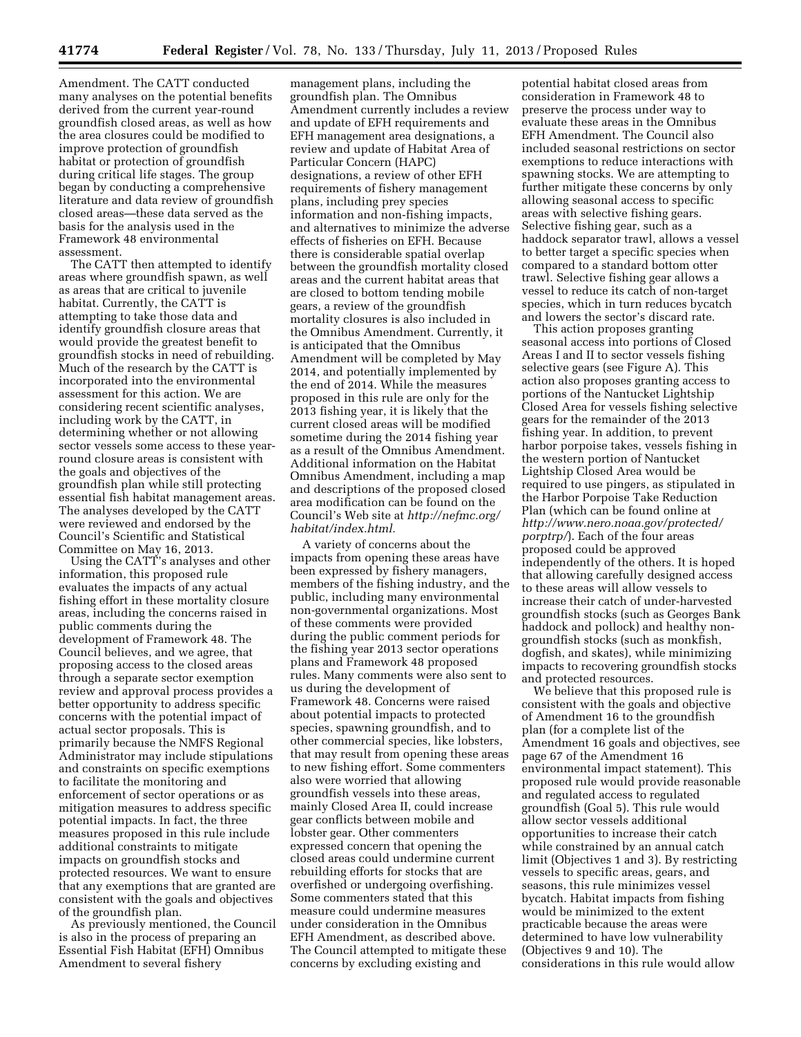Amendment. The CATT conducted many analyses on the potential benefits derived from the current year-round groundfish closed areas, as well as how the area closures could be modified to improve protection of groundfish habitat or protection of groundfish during critical life stages. The group began by conducting a comprehensive literature and data review of groundfish closed areas—these data served as the basis for the analysis used in the Framework 48 environmental assessment.

The CATT then attempted to identify areas where groundfish spawn, as well as areas that are critical to juvenile habitat. Currently, the CATT is attempting to take those data and identify groundfish closure areas that would provide the greatest benefit to groundfish stocks in need of rebuilding. Much of the research by the CATT is incorporated into the environmental assessment for this action. We are considering recent scientific analyses, including work by the CATT, in determining whether or not allowing sector vessels some access to these year-round closure areas is consistent with the goals and objectives of the groundfish plan while still protecting essential fish habitat management areas. The analyses developed by the CATT were reviewed and endorsed by the Council's Scientific and Statistical Committee on May 16, 2013.

Using the CATT's analyses and other information, this proposed rule evaluates the impacts of any actual fishing effort in these mortality closure areas, including the concerns raised in public comments during the development of Framework 48. The Council believes, and we agree, that proposing access to the closed areas through a separate sector exemption review and approval process provides a better opportunity to address specific concerns with the potential impact of actual sector proposals. This is primarily because the NMFS Regional Administrator may include stipulations and constraints on specific exemptions to facilitate the monitoring and enforcement of sector operations or as mitigation measures to address specific potential impacts. In fact, the three measures proposed in this rule include additional constraints to mitigate impacts on groundfish stocks and protected resources. We want to ensure that any exemptions that are granted are consistent with the goals and objectives of the groundfish plan.

As previously mentioned, the Council is also in the process of preparing an Essential Fish Habitat (EFH) Omnibus Amendment to several fishery management plans, including the groundfish plan. The Omnibus Amendment currently includes a review and update of EFH requirements and EFH management area designations, a review and update of Habitat Area of Particular Concern (HAPC) designations, a review of other EFH requirements of fishery management plans, including prey species information and non-fishing impacts, and alternatives to minimize the adverse effects of fisheries on EFH. Because there is considerable spatial overlap between the groundfish mortality closed areas and the current habitat areas that are closed to bottom tending mobile gears, a review of the groundfish mortality closures is also included in the Omnibus Amendment. Currently, it is anticipated that the Omnibus Amendment will be completed by May 2014, and potentially implemented by the end of 2014. While the measures proposed in this rule are only for the 2013 fishing year, it is likely that the current closed areas will be modified sometime during the 2014 fishing year as a result of the Omnibus Amendment. Additional information on the Habitat Omnibus Amendment, including a map and descriptions of the proposed closed area modification can be found on the Council's Web site at *http://nefmc.org/habitat/index.html.*

A variety of concerns about the impacts from opening these areas have been expressed by fishery managers, members of the fishing industry, and the public, including many environmental non-governmental organizations. Most of these comments were provided during the public comment periods for the fishing year 2013 sector operations plans and Framework 48 proposed rules. Many comments were also sent to us during the development of Framework 48. Concerns were raised about potential impacts to protected species, spawning groundfish, and to other commercial species, like lobsters, that may result from opening these areas to new fishing effort. Some commenters also were worried that allowing groundfish vessels into these areas, mainly Closed Area II, could increase gear conflicts between mobile and lobster gear. Other commenters expressed concern that opening the closed areas could undermine current rebuilding efforts for stocks that are overfished or undergoing overfishing. Some commenters stated that this measure could undermine measures under consideration in the Omnibus EFH Amendment, as described above. The Council attempted to mitigate these concerns by excluding existing and potential habitat closed areas from consideration in Framework 48 to preserve the process under way to evaluate these areas in the Omnibus EFH Amendment. The Council also included seasonal restrictions on sector exemptions to reduce interactions with spawning stocks. We are attempting to further mitigate these concerns by only allowing seasonal access to specific areas with selective fishing gears. Selective fishing gear, such as a haddock separator trawl, allows a vessel to better target a specific species when compared to a standard bottom otter trawl. Selective fishing gear allows a vessel to reduce its catch of non-target species, which in turn reduces bycatch and lowers the sector's discard rate.

This action proposes granting seasonal access into portions of Closed Areas I and II to sector vessels fishing selective gears (see Figure A). This action also proposes granting access to portions of the Nantucket Lightship Closed Area for vessels fishing selective gears for the remainder of the 2013 fishing year. In addition, to prevent harbor porpoise takes, vessels fishing in the western portion of Nantucket Lightship Closed Area would be required to use pingers, as stipulated in the Harbor Porpoise Take Reduction Plan (which can be found online at *http://www.nero.noaa.gov/protected/porptrp/*). Each of the four areas proposed could be approved independently of the others. It is hoped that allowing carefully designed access to these areas will allow vessels to increase their catch of under-harvested groundfish stocks (such as Georges Bank haddock and pollock) and healthy non-groundfish stocks (such as monkfish, dogfish, and skates), while minimizing impacts to recovering groundfish stocks and protected resources.

We believe that this proposed rule is consistent with the goals and objective of Amendment 16 to the groundfish plan (for a complete list of the Amendment 16 goals and objectives, see page 67 of the Amendment 16 environmental impact statement). This proposed rule would provide reasonable and regulated access to regulated groundfish (Goal 5). This rule would allow sector vessels additional opportunities to increase their catch while constrained by an annual catch limit (Objectives 1 and 3). By restricting vessels to specific areas, gears, and seasons, this rule minimizes vessel bycatch. Habitat impacts from fishing would be minimized to the extent practicable because the areas were determined to have low vulnerability (Objectives 9 and 10). The considerations in this rule would allow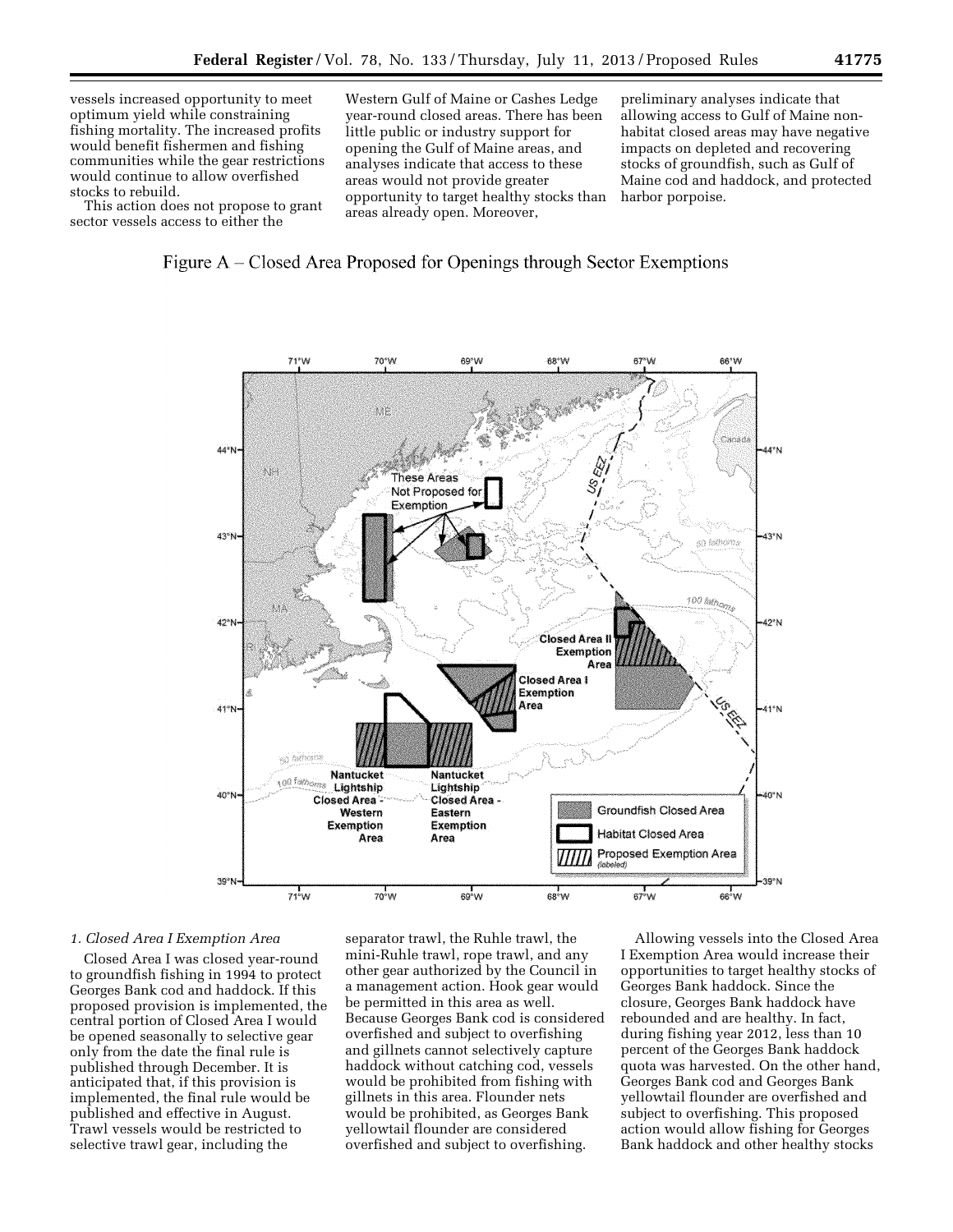vessels increased opportunity to meet optimum yield while constraining fishing mortality. The increased profits would benefit fishermen and fishing communities while the gear restrictions would continue to allow overfished stocks to rebuild.

This action does not propose to grant sector vessels access to either the Western Gulf of Maine or Cashes Ledge year-round closed areas. There has been little public or industry support for opening the Gulf of Maine areas, and analyses indicate that access to these areas would not provide greater opportunity to target healthy stocks than areas already open. Moreover, preliminary analyses indicate that allowing access to Gulf of Maine non-habitat closed areas may have negative impacts on depleted and recovering stocks of groundfish, such as Gulf of Maine cod and haddock, and protected harbor porpoise.

Figure A – Closed Area Proposed for Openings through Sector Exemptions

*1. Closed Area I Exemption Area*

Closed Area I was closed year-round to groundfish fishing in 1994 to protect Georges Bank cod and haddock. If this proposed provision is implemented, the central portion of Closed Area I would be opened seasonally to selective gear only from the date the final rule is published through December. It is anticipated that, if this provision is implemented, the final rule would be published and effective in August. Trawl vessels would be restricted to selective trawl gear, including the separator trawl, the Ruhle trawl, the mini-Ruhle trawl, rope trawl, and any other gear authorized by the Council in a management action. Hook gear would be permitted in this area as well. Because Georges Bank cod is considered overfished and subject to overfishing and gillnets cannot selectively capture haddock without catching cod, vessels would be prohibited from fishing with gillnets in this area. Flounder nets would be prohibited, as Georges Bank yellowtail flounder are considered overfished and subject to overfishing.

Allowing vessels into the Closed Area I Exemption Area would increase their opportunities to target healthy stocks of Georges Bank haddock. Since the closure, Georges Bank haddock have rebounded and are healthy. In fact, during fishing year 2012, less than 10 percent of the Georges Bank haddock quota was harvested. On the other hand, Georges Bank cod and Georges Bank yellowtail flounder are overfished and subject to overfishing. This proposed action would allow fishing for Georges Bank haddock and other healthy stocks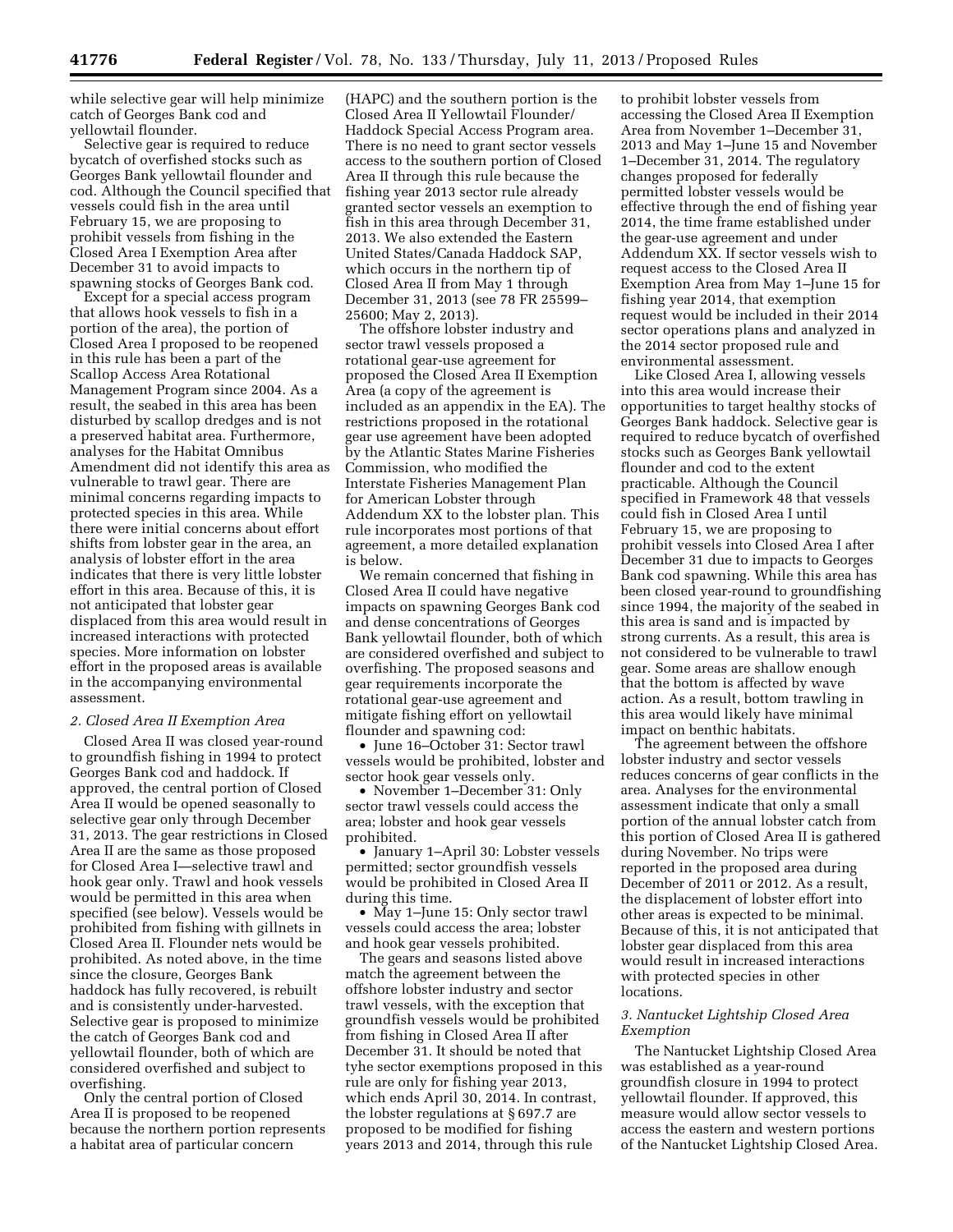while selective gear will help minimize catch of Georges Bank cod and yellowtail flounder.

Selective gear is required to reduce bycatch of overfished stocks such as Georges Bank yellowtail flounder and cod. Although the Council specified that vessels could fish in the area until February 15, we are proposing to prohibit vessels from fishing in the Closed Area I Exemption Area after December 31 to avoid impacts to spawning stocks of Georges Bank cod.

Except for a special access program that allows hook vessels to fish in a portion of the area), the portion of Closed Area I proposed to be reopened in this rule has been a part of the Scallop Access Area Rotational Management Program since 2004. As a result, the seabed in this area has been disturbed by scallop dredges and is not a preserved habitat area. Furthermore, analyses for the Habitat Omnibus Amendment did not identify this area as vulnerable to trawl gear. There are minimal concerns regarding impacts to protected species in this area. While there were initial concerns about effort shifts from lobster gear in the area, an analysis of lobster effort in the area indicates that there is very little lobster effort in this area. Because of this, it is not anticipated that lobster gear displaced from this area would result in increased interactions with protected species. More information on lobster effort in the proposed areas is available in the accompanying environmental assessment.

*2. Closed Area II Exemption Area*

Closed Area II was closed year-round to groundfish fishing in 1994 to protect Georges Bank cod and haddock. If approved, the central portion of Closed Area II would be opened seasonally to selective gear only through December 31, 2013. The gear restrictions in Closed Area II are the same as those proposed for Closed Area I—selective trawl and hook gear only. Trawl and hook vessels would be permitted in this area when specified (see below). Vessels would be prohibited from fishing with gillnets in Closed Area II. Flounder nets would be prohibited. As noted above, in the time since the closure, Georges Bank haddock has fully recovered, is rebuilt and is consistently under-harvested. Selective gear is proposed to minimize the catch of Georges Bank cod and yellowtail flounder, both of which are considered overfished and subject to overfishing.

Only the central portion of Closed Area II is proposed to be reopened because the northern portion represents a habitat area of particular concern (HAPC) and the southern portion is the Closed Area II Yellowtail Flounder/ Haddock Special Access Program area. There is no need to grant sector vessels access to the southern portion of Closed Area II through this rule because the fishing year 2013 sector rule already granted sector vessels an exemption to fish in this area through December 31, 2013. We also extended the Eastern United States/Canada Haddock SAP, which occurs in the northern tip of Closed Area II from May 1 through December 31, 2013 (see 78 FR 25599–25600; May 2, 2013).

The offshore lobster industry and sector trawl vessels proposed a rotational gear-use agreement for proposed the Closed Area II Exemption Area (a copy of the agreement is included as an appendix in the EA). The restrictions proposed in the rotational gear use agreement have been adopted by the Atlantic States Marine Fisheries Commission, which modified the Interstate Fisheries Management Plan for American Lobster through Addendum XX to the lobster plan. This rule incorporates most portions of that agreement, a more detailed explanation is below.

We remain concerned that fishing in Closed Area II could have negative impacts on spawning Georges Bank cod and dense concentrations of Georges Bank yellowtail flounder, both of which are considered overfished and subject to overfishing. The proposed seasons and gear requirements incorporate the rotational gear-use agreement and mitigate fishing effort on yellowtail flounder and spawning cod:

- June 16–October 31: Sector trawl vessels would be prohibited, lobster and sector hook gear vessels only.
- November 1–December 31: Only sector trawl vessels could access the area; lobster and hook gear vessels prohibited.
- January 1–April 30: Lobster vessels permitted; sector groundfish vessels would be prohibited in Closed Area II during this time.
- May 1–June 15: Only sector trawl vessels could access the area; lobster and hook gear vessels prohibited.

The gears and seasons listed above match the agreement between the offshore lobster industry and sector trawl vessels, with the exception that groundfish vessels would be prohibited from fishing in Closed Area II after December 31. It should be noted that tyhe sector exemptions proposed in this rule are only for fishing year 2013, which ends April 30, 2014. In contrast, the lobster regulations at § 697.7 are proposed to be modified for fishing years 2013 and 2014, through this rule to prohibit lobster vessels from accessing the Closed Area II Exemption Area from November 1–December 31, 2013 and May 1–June 15 and November 1–December 31, 2014. The regulatory changes proposed for federally permitted lobster vessels would be effective through the end of fishing year 2014, the time frame established under the gear-use agreement and under Addendum XX. If sector vessels wish to request access to the Closed Area II Exemption Area from May 1–June 15 for fishing year 2014, that exemption request would be included in their 2014 sector operations plans and analyzed in the 2014 sector proposed rule and environmental assessment.

Like Closed Area I, allowing vessels into this area would increase their opportunities to target healthy stocks of Georges Bank haddock. Selective gear is required to reduce bycatch of overfished stocks such as Georges Bank yellowtail flounder and cod to the extent practicable. Although the Council specified in Framework 48 that vessels could fish in Closed Area I until February 15, we are proposing to prohibit vessels into Closed Area I after December 31 due to impacts to Georges Bank cod spawning. While this area has been closed year-round to groundfishing since 1994, the majority of the seabed in this area is sand and is impacted by strong currents. As a result, this area is not considered to be vulnerable to trawl gear. Some areas are shallow enough that the bottom is affected by wave action. As a result, bottom trawling in this area would likely have minimal impact on benthic habitats.

The agreement between the offshore lobster industry and sector vessels reduces concerns of gear conflicts in the area. Analyses for the environmental assessment indicate that only a small portion of the annual lobster catch from this portion of Closed Area II is gathered during November. No trips were reported in the proposed area during December of 2011 or 2012. As a result, the displacement of lobster effort into other areas is expected to be minimal. Because of this, it is not anticipated that lobster gear displaced from this area would result in increased interactions with protected species in other locations.

*3. Nantucket Lightship Closed Area Exemption*

The Nantucket Lightship Closed Area was established as a year-round groundfish closure in 1994 to protect yellowtail flounder. If approved, this measure would allow sector vessels to access the eastern and western portions of the Nantucket Lightship Closed Area.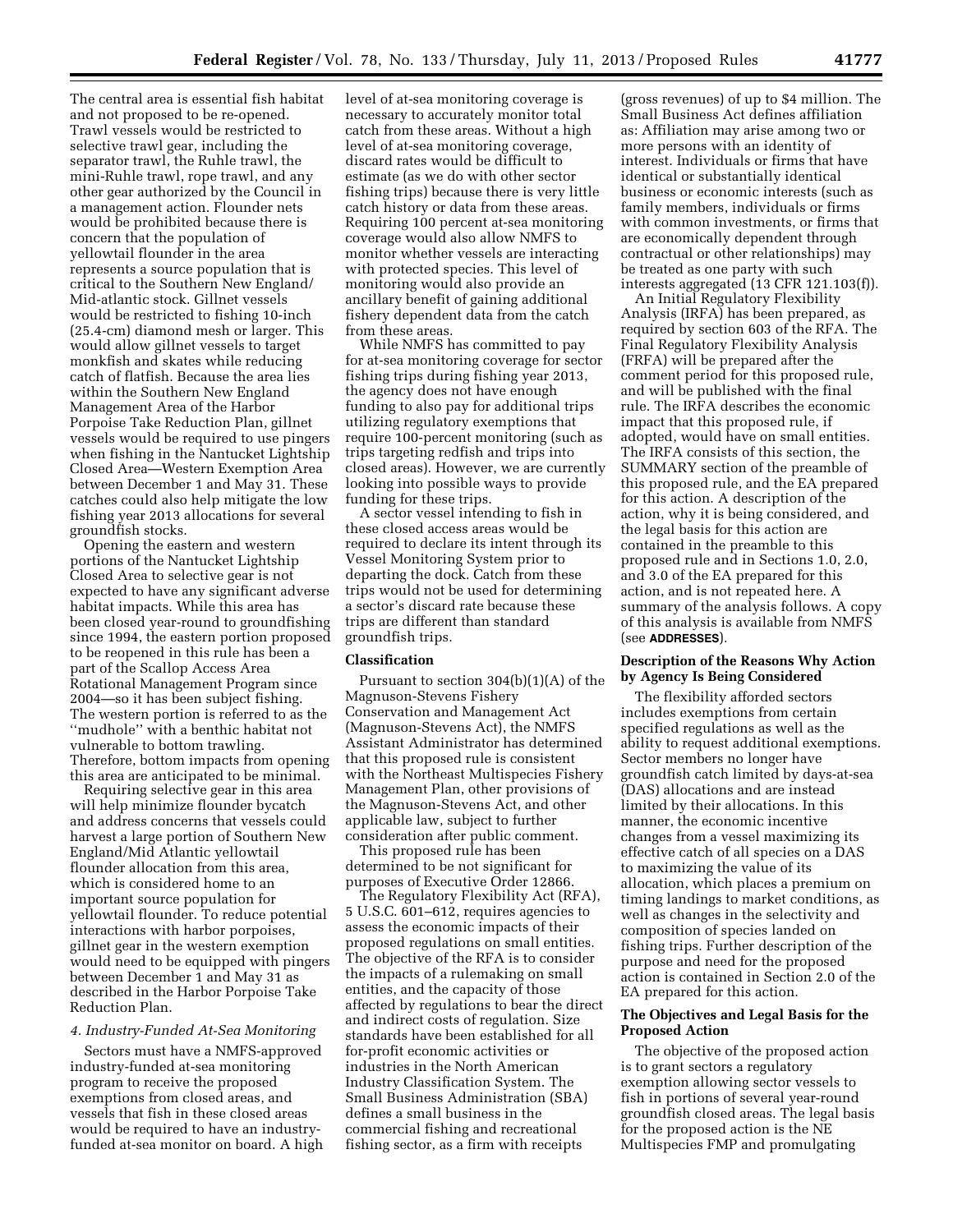The central area is essential fish habitat and not proposed to be re-opened. Trawl vessels would be restricted to selective trawl gear, including the separator trawl, the Ruhle trawl, the mini-Ruhle trawl, rope trawl, and any other gear authorized by the Council in a management action. Flounder nets would be prohibited because there is concern that the population of yellowtail flounder in the area represents a source population that is critical to the Southern New England/ Mid-atlantic stock. Gillnet vessels would be restricted to fishing 10-inch (25.4-cm) diamond mesh or larger. This would allow gillnet vessels to target monkfish and skates while reducing catch of flatfish. Because the area lies within the Southern New England Management Area of the Harbor Porpoise Take Reduction Plan, gillnet vessels would be required to use pingers when fishing in the Nantucket Lightship Closed Area—Western Exemption Area between December 1 and May 31. These catches could also help mitigate the low fishing year 2013 allocations for several groundfish stocks.

Opening the eastern and western portions of the Nantucket Lightship Closed Area to selective gear is not expected to have any significant adverse habitat impacts. While this area has been closed year-round to groundfishing since 1994, the eastern portion proposed to be reopened in this rule has been a part of the Scallop Access Area Rotational Management Program since 2004—so it has been subject fishing. The western portion is referred to as the ''mudhole'' with a benthic habitat not vulnerable to bottom trawling. Therefore, bottom impacts from opening this area are anticipated to be minimal.

Requiring selective gear in this area will help minimize flounder bycatch and address concerns that vessels could harvest a large portion of Southern New England/Mid Atlantic yellowtail flounder allocation from this area, which is considered home to an important source population for yellowtail flounder. To reduce potential interactions with harbor porpoises, gillnet gear in the western exemption would need to be equipped with pingers between December 1 and May 31 as described in the Harbor Porpoise Take Reduction Plan.

*4. Industry-Funded At-Sea Monitoring*

Sectors must have a NMFS-approved industry-funded at-sea monitoring program to receive the proposed exemptions from closed areas, and vessels that fish in these closed areas would be required to have an industry-funded at-sea monitor on board. A high level of at-sea monitoring coverage is necessary to accurately monitor total catch from these areas. Without a high level of at-sea monitoring coverage, discard rates would be difficult to estimate (as we do with other sector fishing trips) because there is very little catch history or data from these areas. Requiring 100 percent at-sea monitoring coverage would also allow NMFS to monitor whether vessels are interacting with protected species. This level of monitoring would also provide an ancillary benefit of gaining additional fishery dependent data from the catch from these areas.

While NMFS has committed to pay for at-sea monitoring coverage for sector fishing trips during fishing year 2013, the agency does not have enough funding to also pay for additional trips utilizing regulatory exemptions that require 100-percent monitoring (such as trips targeting redfish and trips into closed areas). However, we are currently looking into possible ways to provide funding for these trips.

A sector vessel intending to fish in these closed access areas would be required to declare its intent through its Vessel Monitoring System prior to departing the dock. Catch from these trips would not be used for determining a sector's discard rate because these trips are different than standard groundfish trips.

## Classification

Pursuant to section 304(b)(1)(A) of the Magnuson-Stevens Fishery Conservation and Management Act (Magnuson-Stevens Act), the NMFS Assistant Administrator has determined that this proposed rule is consistent with the Northeast Multispecies Fishery Management Plan, other provisions of the Magnuson-Stevens Act, and other applicable law, subject to further consideration after public comment.

This proposed rule has been determined to be not significant for purposes of Executive Order 12866.

The Regulatory Flexibility Act (RFA), 5 U.S.C. 601–612, requires agencies to assess the economic impacts of their proposed regulations on small entities. The objective of the RFA is to consider the impacts of a rulemaking on small entities, and the capacity of those affected by regulations to bear the direct and indirect costs of regulation. Size standards have been established for all for-profit economic activities or industries in the North American Industry Classification System. The Small Business Administration (SBA) defines a small business in the commercial fishing and recreational fishing sector, as a firm with receipts (gross revenues) of up to $4 million. The Small Business Act defines affiliation as: Affiliation may arise among two or more persons with an identity of interest. Individuals or firms that have identical or substantially identical business or economic interests (such as family members, individuals or firms with common investments, or firms that are economically dependent through contractual or other relationships) may be treated as one party with such interests aggregated (13 CFR 121.103(f)).

An Initial Regulatory Flexibility Analysis (IRFA) has been prepared, as required by section 603 of the RFA. The Final Regulatory Flexibility Analysis (FRFA) will be prepared after the comment period for this proposed rule, and will be published with the final rule. The IRFA describes the economic impact that this proposed rule, if adopted, would have on small entities. The IRFA consists of this section, the SUMMARY section of the preamble of this proposed rule, and the EA prepared for this action. A description of the action, why it is being considered, and the legal basis for this action are contained in the preamble to this proposed rule and in Sections 1.0, 2.0, and 3.0 of the EA prepared for this action, and is not repeated here. A summary of the analysis follows. A copy of this analysis is available from NMFS (see **ADDRESSES**).

## Description of the Reasons Why Action by Agency Is Being Considered

The flexibility afforded sectors includes exemptions from certain specified regulations as well as the ability to request additional exemptions. Sector members no longer have groundfish catch limited by days-at-sea (DAS) allocations and are instead limited by their allocations. In this manner, the economic incentive changes from a vessel maximizing its effective catch of all species on a DAS to maximizing the value of its allocation, which places a premium on timing landings to market conditions, as well as changes in the selectivity and composition of species landed on fishing trips. Further description of the purpose and need for the proposed action is contained in Section 2.0 of the EA prepared for this action.

## The Objectives and Legal Basis for the Proposed Action

The objective of the proposed action is to grant sectors a regulatory exemption allowing sector vessels to fish in portions of several year-round groundfish closed areas. The legal basis for the proposed action is the NE Multispecies FMP and promulgating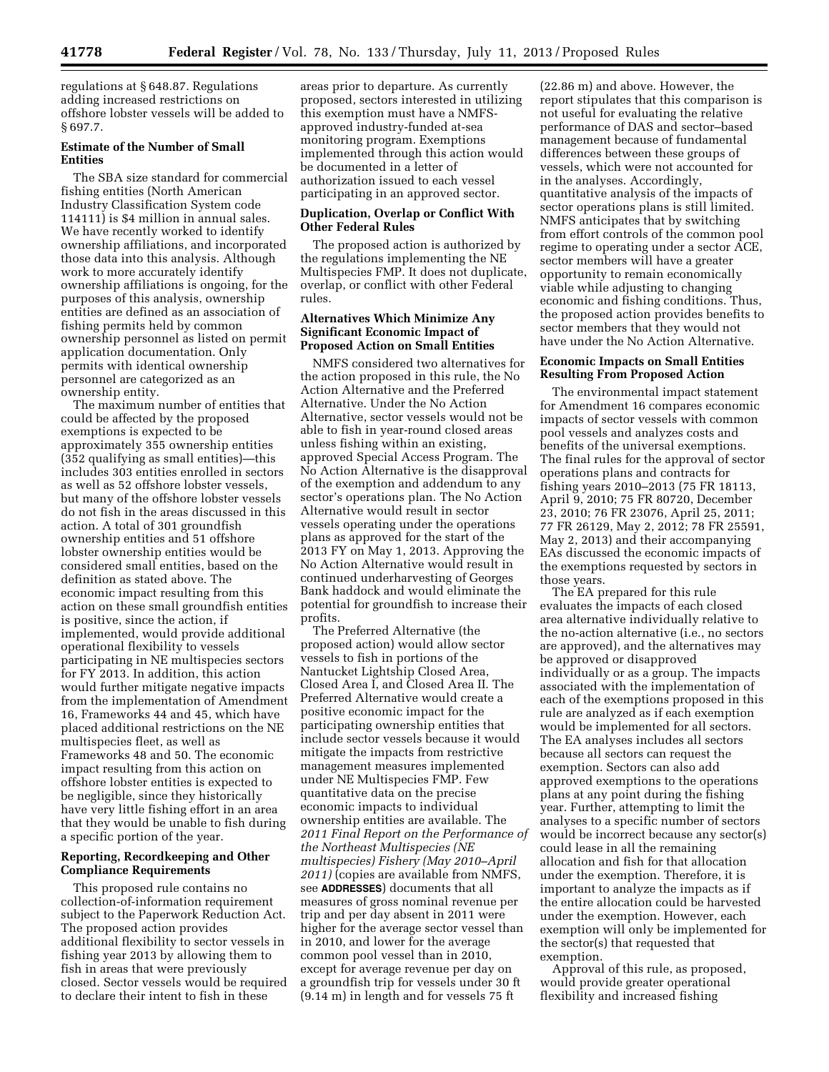regulations at § 648.87. Regulations adding increased restrictions on offshore lobster vessels will be added to § 697.7.

### Estimate of the Number of Small Entities

The SBA size standard for commercial fishing entities (North American Industry Classification System code 114111) is $4 million in annual sales. We have recently worked to identify ownership affiliations, and incorporated those data into this analysis. Although work to more accurately identify ownership affiliations is ongoing, for the purposes of this analysis, ownership entities are defined as an association of fishing permits held by common ownership personnel as listed on permit application documentation. Only permits with identical ownership personnel are categorized as an ownership entity.

The maximum number of entities that could be affected by the proposed exemptions is expected to be approximately 355 ownership entities (352 qualifying as small entities)—this includes 303 entities enrolled in sectors as well as 52 offshore lobster vessels, but many of the offshore lobster vessels do not fish in the areas discussed in this action. A total of 301 groundfish ownership entities and 51 offshore lobster ownership entities would be considered small entities, based on the definition as stated above. The economic impact resulting from this action on these small groundfish entities is positive, since the action, if implemented, would provide additional operational flexibility to vessels participating in NE multispecies sectors for FY 2013. In addition, this action would further mitigate negative impacts from the implementation of Amendment 16, Frameworks 44 and 45, which have placed additional restrictions on the NE multispecies fleet, as well as Frameworks 48 and 50. The economic impact resulting from this action on offshore lobster entities is expected to be negligible, since they historically have very little fishing effort in an area that they would be unable to fish during a specific portion of the year.

### Reporting, Recordkeeping and Other Compliance Requirements

This proposed rule contains no collection-of-information requirement subject to the Paperwork Reduction Act. The proposed action provides additional flexibility to sector vessels in fishing year 2013 by allowing them to fish in areas that were previously closed. Sector vessels would be required to declare their intent to fish in these areas prior to departure. As currently proposed, sectors interested in utilizing this exemption must have a NMFS-approved industry-funded at-sea monitoring program. Exemptions implemented through this action would be documented in a letter of authorization issued to each vessel participating in an approved sector.

### Duplication, Overlap or Conflict With Other Federal Rules

The proposed action is authorized by the regulations implementing the NE Multispecies FMP. It does not duplicate, overlap, or conflict with other Federal rules.

### Alternatives Which Minimize Any Significant Economic Impact of Proposed Action on Small Entities

NMFS considered two alternatives for the action proposed in this rule, the No Action Alternative and the Preferred Alternative. Under the No Action Alternative, sector vessels would not be able to fish in year-round closed areas unless fishing within an existing, approved Special Access Program. The No Action Alternative is the disapproval of the exemption and addendum to any sector's operations plan. The No Action Alternative would result in sector vessels operating under the operations plans as approved for the start of the 2013 FY on May 1, 2013. Approving the No Action Alternative would result in continued underharvesting of Georges Bank haddock and would eliminate the potential for groundfish to increase their profits.

The Preferred Alternative (the proposed action) would allow sector vessels to fish in portions of the Nantucket Lightship Closed Area, Closed Area I, and Closed Area II. The Preferred Alternative would create a positive economic impact for the participating ownership entities that include sector vessels because it would mitigate the impacts from restrictive management measures implemented under NE Multispecies FMP. Few quantitative data on the precise economic impacts to individual ownership entities are available. The *2011 Final Report on the Performance of the Northeast Multispecies (NE multispecies) Fishery (May 2010–April 2011)* (copies are available from NMFS, see **ADDRESSES**) documents that all measures of gross nominal revenue per trip and per day absent in 2011 were higher for the average sector vessel than in 2010, and lower for the average common pool vessel than in 2010, except for average revenue per day on a groundfish trip for vessels under 30 ft (9.14 m) in length and for vessels 75 ft (22.86 m) and above. However, the report stipulates that this comparison is not useful for evaluating the relative performance of DAS and sector–based management because of fundamental differences between these groups of vessels, which were not accounted for in the analyses. Accordingly, quantitative analysis of the impacts of sector operations plans is still limited. NMFS anticipates that by switching from effort controls of the common pool regime to operating under a sector ACE, sector members will have a greater opportunity to remain economically viable while adjusting to changing economic and fishing conditions. Thus, the proposed action provides benefits to sector members that they would not have under the No Action Alternative.

### Economic Impacts on Small Entities Resulting From Proposed Action

The environmental impact statement for Amendment 16 compares economic impacts of sector vessels with common pool vessels and analyzes costs and benefits of the universal exemptions. The final rules for the approval of sector operations plans and contracts for fishing years 2010–2013 (75 FR 18113, April 9, 2010; 75 FR 80720, December 23, 2010; 76 FR 23076, April 25, 2011; 77 FR 26129, May 2, 2012; 78 FR 25591, May 2, 2013) and their accompanying EAs discussed the economic impacts of the exemptions requested by sectors in those years.

The EA prepared for this rule evaluates the impacts of each closed area alternative individually relative to the no-action alternative (i.e., no sectors are approved), and the alternatives may be approved or disapproved individually or as a group. The impacts associated with the implementation of each of the exemptions proposed in this rule are analyzed as if each exemption would be implemented for all sectors. The EA analyses includes all sectors because all sectors can request the exemption. Sectors can also add approved exemptions to the operations plans at any point during the fishing year. Further, attempting to limit the analyses to a specific number of sectors would be incorrect because any sector(s) could lease in all the remaining allocation and fish for that allocation under the exemption. Therefore, it is important to analyze the impacts as if the entire allocation could be harvested under the exemption. However, each exemption will only be implemented for the sector(s) that requested that exemption.

Approval of this rule, as proposed, would provide greater operational flexibility and increased fishing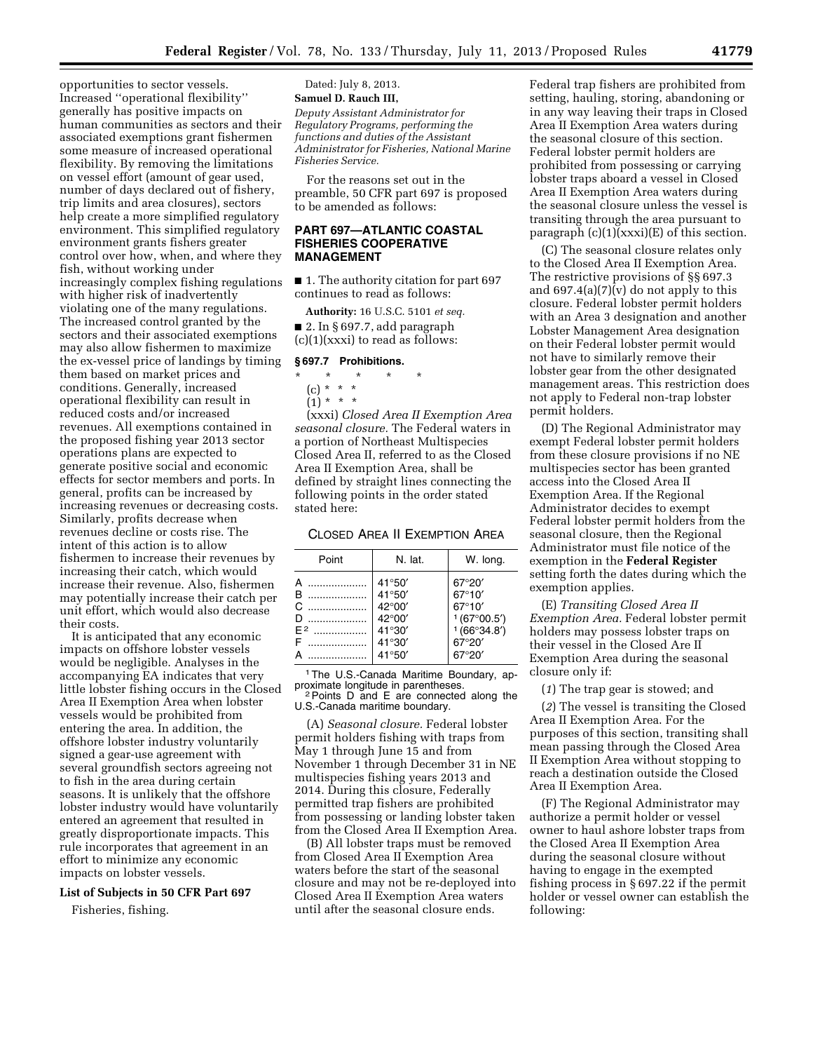opportunities to sector vessels. Increased ''operational flexibility'' generally has positive impacts on human communities as sectors and their associated exemptions grant fishermen some measure of increased operational flexibility. By removing the limitations on vessel effort (amount of gear used, number of days declared out of fishery, trip limits and area closures), sectors help create a more simplified regulatory environment. This simplified regulatory environment grants fishers greater control over how, when, and where they fish, without working under increasingly complex fishing regulations with higher risk of inadvertently violating one of the many regulations. The increased control granted by the sectors and their associated exemptions may also allow fishermen to maximize the ex-vessel price of landings by timing them based on market prices and conditions. Generally, increased operational flexibility can result in reduced costs and/or increased revenues. All exemptions contained in the proposed fishing year 2013 sector operations plans are expected to generate positive social and economic effects for sector members and ports. In general, profits can be increased by increasing revenues or decreasing costs. Similarly, profits decrease when revenues decline or costs rise. The intent of this action is to allow fishermen to increase their revenues by increasing their catch, which would increase their revenue. Also, fishermen may potentially increase their catch per unit effort, which would also decrease their costs.

It is anticipated that any economic impacts on offshore lobster vessels would be negligible. Analyses in the accompanying EA indicates that very little lobster fishing occurs in the Closed Area II Exemption Area when lobster vessels would be prohibited from entering the area. In addition, the offshore lobster industry voluntarily signed a gear-use agreement with several groundfish sectors agreeing not to fish in the area during certain seasons. It is unlikely that the offshore lobster industry would have voluntarily entered an agreement that resulted in greatly disproportionate impacts. This rule incorporates that agreement in an effort to minimize any economic impacts on lobster vessels.

**List of Subjects in 50 CFR Part 697**

Fisheries, fishing.

Dated: July 8, 2013.

**Samuel D. Rauch III,**

*Deputy Assistant Administrator for Regulatory Programs, performing the functions and duties of the Assistant Administrator for Fisheries, National Marine Fisheries Service.*

For the reasons set out in the preamble, 50 CFR part 697 is proposed to be amended as follows:

## PART 697—ATLANTIC COASTAL FISHERIES COOPERATIVE MANAGEMENT

■ 1. The authority citation for part 697 continues to read as follows:

**Authority:** 16 U.S.C. 5101 *et seq.*

■ 2. In § 697.7, add paragraph (c)(1)(xxxi) to read as follows:

### § 697.7 Prohibitions.

\* \* \* \* \*

(c) \* \* \*

(1) \* \* \*

(xxxi) *Closed Area II Exemption Area seasonal closure.* The Federal waters in a portion of Northeast Multispecies Closed Area II, referred to as the Closed Area II Exemption Area, shall be defined by straight lines connecting the following points in the order stated stated here:

CLOSED AREA II EXEMPTION AREA

| Point | N. lat. | W. long. |
|---|---|---|
| A | 41°50′ | 67°20′ |
| B | 41°50′ | 67°10′ |
| C | 42°00′ | 67°10′ |
| D | 42°00′ | [1] (67°00.5′) |
| E [2] | 41°30′ | [1] (66°34.8′) |
| F | 41°30′ | 67°20′ |
| A | 41°50′ | 67°20′ |

[1] The U.S.-Canada Maritime Boundary, approximate longitude in parentheses.
[2] Points D and E are connected along the U.S.-Canada maritime boundary.

(A) *Seasonal closure.* Federal lobster permit holders fishing with traps from May 1 through June 15 and from November 1 through December 31 in NE multispecies fishing years 2013 and 2014. During this closure, Federally permitted trap fishers are prohibited from possessing or landing lobster taken from the Closed Area II Exemption Area.

(B) All lobster traps must be removed from Closed Area II Exemption Area waters before the start of the seasonal closure and may not be re-deployed into Closed Area II Exemption Area waters until after the seasonal closure ends. Federal trap fishers are prohibited from setting, hauling, storing, abandoning or in any way leaving their traps in Closed Area II Exemption Area waters during the seasonal closure of this section. Federal lobster permit holders are prohibited from possessing or carrying lobster traps aboard a vessel in Closed Area II Exemption Area waters during the seasonal closure unless the vessel is transiting through the area pursuant to paragraph (c)(1)(xxxi)(E) of this section.

(C) The seasonal closure relates only to the Closed Area II Exemption Area. The restrictive provisions of §§ 697.3 and 697.4(a)(7)(v) do not apply to this closure. Federal lobster permit holders with an Area 3 designation and another Lobster Management Area designation on their Federal lobster permit would not have to similarly remove their lobster gear from the other designated management areas. This restriction does not apply to Federal non-trap lobster permit holders.

(D) The Regional Administrator may exempt Federal lobster permit holders from these closure provisions if no NE multispecies sector has been granted access into the Closed Area II Exemption Area. If the Regional Administrator decides to exempt Federal lobster permit holders from the seasonal closure, then the Regional Administrator must file notice of the exemption in the **Federal Register** setting forth the dates during which the exemption applies.

(E) *Transiting Closed Area II Exemption Area.* Federal lobster permit holders may possess lobster traps on their vessel in the Closed Are II Exemption Area during the seasonal closure only if:

(*1*) The trap gear is stowed; and

(*2*) The vessel is transiting the Closed Area II Exemption Area. For the purposes of this section, transiting shall mean passing through the Closed Area II Exemption Area without stopping to reach a destination outside the Closed Area II Exemption Area.

(F) The Regional Administrator may authorize a permit holder or vessel owner to haul ashore lobster traps from the Closed Area II Exemption Area during the seasonal closure without having to engage in the exempted fishing process in § 697.22 if the permit holder or vessel owner can establish the following: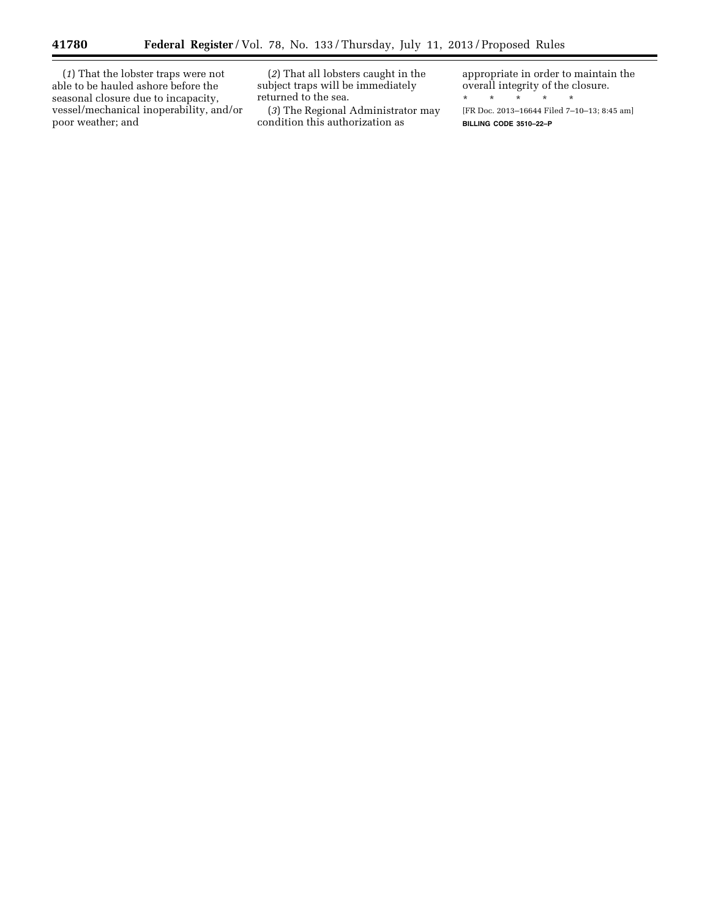(*1*) That the lobster traps were not able to be hauled ashore before the seasonal closure due to incapacity, vessel/mechanical inoperability, and/or poor weather; and

(*2*) That all lobsters caught in the subject traps will be immediately returned to the sea.

(*3*) The Regional Administrator may condition this authorization as appropriate in order to maintain the overall integrity of the closure.

\* \* \* \* \*

[FR Doc. 2013–16644 Filed 7–10–13; 8:45 am]

**BILLING CODE 3510–22–P**